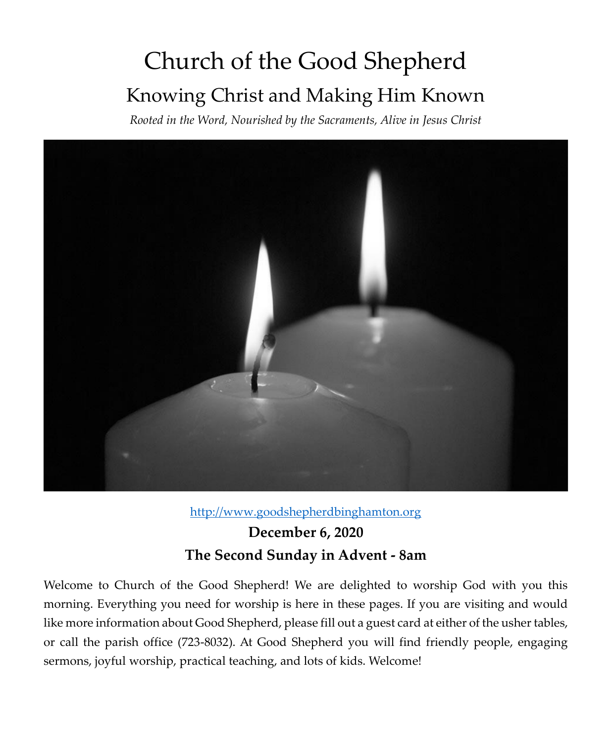# Church of the Good Shepherd

## Knowing Christ and Making Him Known

*Rooted in the Word, Nourished by the Sacraments, Alive in Jesus Christ*

[http://www.goodshepherdbinghamton.org](http://www.goodshepherdbinghamton.org)

**December 6, 2020**

**The Second Sunday in Advent - 8am**

Welcome to Church of the Good Shepherd! We are delighted to worship God with you this morning. Everything you need for worship is here in these pages. If you are visiting and would like more information about Good Shepherd, please fill out a guest card at either of the usher tables, or call the parish office (723-8032). At Good Shepherd you will find friendly people, engaging sermons, joyful worship, practical teaching, and lots of kids. Welcome!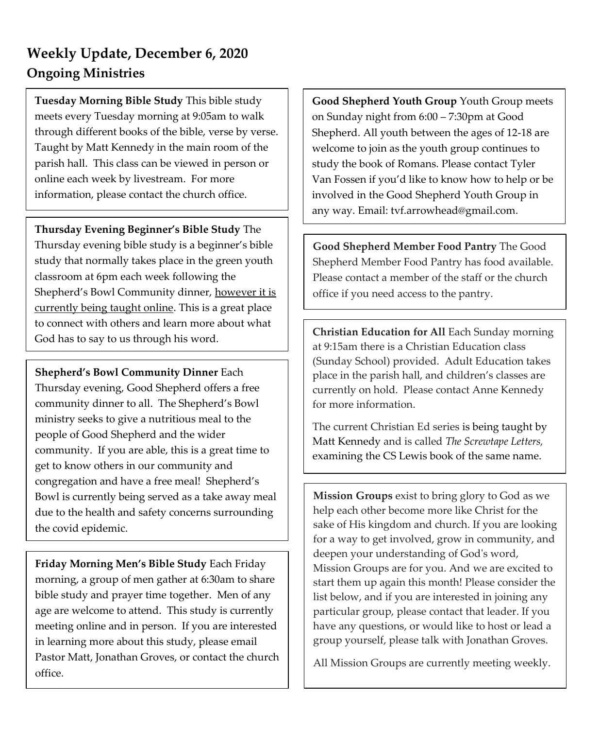# Weekly Update, December 6, 2020

## Ongoing Ministries

**Tuesday Morning Bible Study** This bible study meets every Tuesday morning at 9:05am to walk through different books of the bible, verse by verse. Taught by Matt Kennedy in the main room of the parish hall. This class can be viewed in person or online each week by livestream. For more information, please contact the church office.

**Thursday Evening Beginner's Bible Study** The Thursday evening bible study is a beginner's bible study that normally takes place in the green youth classroom at 6pm each week following the Shepherd's Bowl Community dinner, <u>however it is currently being taught online</u>. This is a great place to connect with others and learn more about what God has to say to us through his word.

**Shepherd's Bowl Community Dinner** Each Thursday evening, Good Shepherd offers a free community dinner to all. The Shepherd's Bowl ministry seeks to give a nutritious meal to the people of Good Shepherd and the wider community. If you are able, this is a great time to get to know others in our community and congregation and have a free meal! Shepherd's Bowl is currently being served as a take away meal due to the health and safety concerns surrounding the covid epidemic.

**Friday Morning Men's Bible Study** Each Friday morning, a group of men gather at 6:30am to share bible study and prayer time together. Men of any age are welcome to attend. This study is currently meeting online and in person. If you are interested in learning more about this study, please email Pastor Matt, Jonathan Groves, or contact the church office.

**Good Shepherd Youth Group** Youth Group meets on Sunday night from 6:00 – 7:30pm at Good Shepherd. All youth between the ages of 12-18 are welcome to join as the youth group continues to study the book of Romans. Please contact Tyler Van Fossen if you'd like to know how to help or be involved in the Good Shepherd Youth Group in any way. Email: tvf.arrowhead@gmail.com.

**Good Shepherd Member Food Pantry** The Good Shepherd Member Food Pantry has food available. Please contact a member of the staff or the church office if you need access to the pantry.

**Christian Education for All** Each Sunday morning at 9:15am there is a Christian Education class (Sunday School) provided. Adult Education takes place in the parish hall, and children's classes are currently on hold. Please contact Anne Kennedy for more information.

The current Christian Ed series is being taught by Matt Kennedy and is called *The Screwtape Letters,* examining the CS Lewis book of the same name.

**Mission Groups** exist to bring glory to God as we help each other become more like Christ for the sake of His kingdom and church. If you are looking for a way to get involved, grow in community, and deepen your understanding of God's word, Mission Groups are for you. And we are excited to start them up again this month! Please consider the list below, and if you are interested in joining any particular group, please contact that leader. If you have any questions, or would like to host or lead a group yourself, please talk with Jonathan Groves.

All Mission Groups are currently meeting weekly.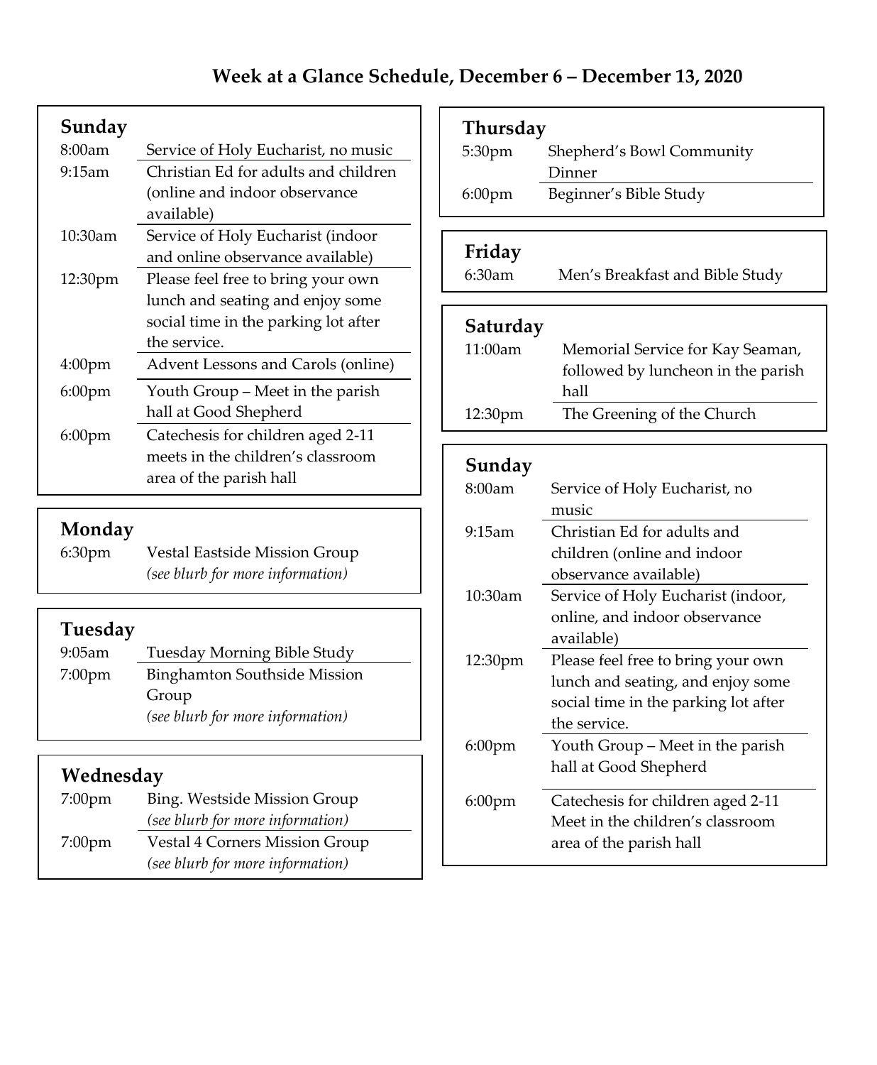# Week at a Glance Schedule, December 6 – December 13, 2020

## Sunday

| | |
|---|---|
| 8:00am | Service of Holy Eucharist, no music |
| 9:15am | Christian Ed for adults and children (online and indoor observance available) |
| 10:30am | Service of Holy Eucharist (indoor and online observance available) |
| 12:30pm | Please feel free to bring your own lunch and seating and enjoy some social time in the parking lot after the service. |
| 4:00pm | Advent Lessons and Carols (online) |
| 6:00pm | Youth Group – Meet in the parish hall at Good Shepherd |
| 6:00pm | Catechesis for children aged 2-11 meets in the children's classroom area of the parish hall |

## Monday

| | |
|---|---|
| 6:30pm | Vestal Eastside Mission Group *(see blurb for more information)* |

## Tuesday

| | |
|---|---|
| 9:05am | Tuesday Morning Bible Study |
| 7:00pm | Binghamton Southside Mission Group *(see blurb for more information)* |

## Wednesday

| | |
|---|---|
| 7:00pm | Bing. Westside Mission Group *(see blurb for more information)* |
| 7:00pm | Vestal 4 Corners Mission Group *(see blurb for more information)* |

## Thursday

| | |
|---|---|
| 5:30pm | Shepherd's Bowl Community Dinner |
| 6:00pm | Beginner's Bible Study |

## Friday

| | |
|---|---|
| 6:30am | Men's Breakfast and Bible Study |

## Saturday

| | |
|---|---|
| 11:00am | Memorial Service for Kay Seaman, followed by luncheon in the parish hall |
| 12:30pm | The Greening of the Church |

## Sunday

| | |
|---|---|
| 8:00am | Service of Holy Eucharist, no music |
| 9:15am | Christian Ed for adults and children (online and indoor observance available) |
| 10:30am | Service of Holy Eucharist (indoor, online, and indoor observance available) |
| 12:30pm | Please feel free to bring your own lunch and seating, and enjoy some social time in the parking lot after the service. |
| 6:00pm | Youth Group – Meet in the parish hall at Good Shepherd |
| 6:00pm | Catechesis for children aged 2-11 Meet in the children's classroom area of the parish hall |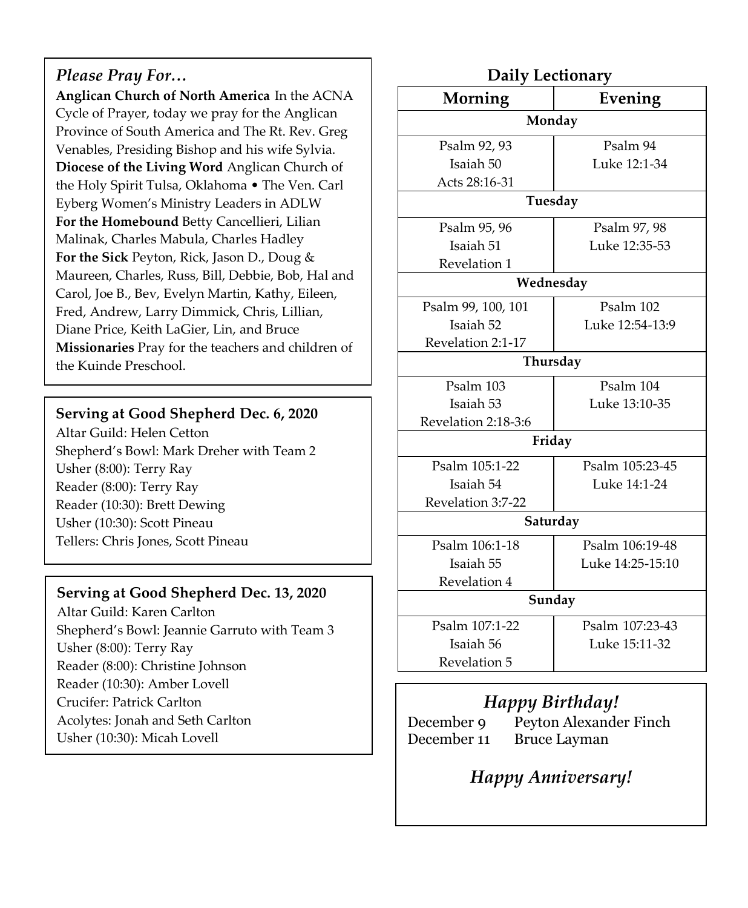## *Please Pray For…*

**Anglican Church of North America** In the ACNA Cycle of Prayer, today we pray for the Anglican Province of South America and The Rt. Rev. Greg Venables, Presiding Bishop and his wife Sylvia.
**Diocese of the Living Word** Anglican Church of the Holy Spirit Tulsa, Oklahoma • The Ven. Carl Eyberg Women's Ministry Leaders in ADLW
**For the Homebound** Betty Cancellieri, Lilian Malinak, Charles Mabula, Charles Hadley
**For the Sick** Peyton, Rick, Jason D., Doug & Maureen, Charles, Russ, Bill, Debbie, Bob, Hal and Carol, Joe B., Bev, Evelyn Martin, Kathy, Eileen, Fred, Andrew, Larry Dimmick, Chris, Lillian, Diane Price, Keith LaGier, Lin, and Bruce
**Missionaries** Pray for the teachers and children of the Kuinde Preschool.

### Serving at Good Shepherd Dec. 6, 2020

Altar Guild: Helen Cetton
Shepherd's Bowl: Mark Dreher with Team 2
Usher (8:00): Terry Ray
Reader (8:00): Terry Ray
Reader (10:30): Brett Dewing
Usher (10:30): Scott Pineau
Tellers: Chris Jones, Scott Pineau

### Serving at Good Shepherd Dec. 13, 2020

Altar Guild: Karen Carlton
Shepherd's Bowl: Jeannie Garruto with Team 3
Usher (8:00): Terry Ray
Reader (8:00): Christine Johnson
Reader (10:30): Amber Lovell
Crucifer: Patrick Carlton
Acolytes: Jonah and Seth Carlton
Usher (10:30): Micah Lovell

### Daily Lectionary

| Morning | Evening |
|---|---|
| **Monday** | |
| Psalm 92, 93<br>Isaiah 50<br>Acts 28:16-31 | Psalm 94<br>Luke 12:1-34 |
| **Tuesday** | |
| Psalm 95, 96<br>Isaiah 51<br>Revelation 1 | Psalm 97, 98<br>Luke 12:35-53 |
| **Wednesday** | |
| Psalm 99, 100, 101<br>Isaiah 52<br>Revelation 2:1-17 | Psalm 102<br>Luke 12:54-13:9 |
| **Thursday** | |
| Psalm 103<br>Isaiah 53<br>Revelation 2:18-3:6 | Psalm 104<br>Luke 13:10-35 |
| **Friday** | |
| Psalm 105:1-22<br>Isaiah 54<br>Revelation 3:7-22 | Psalm 105:23-45<br>Luke 14:1-24 |
| **Saturday** | |
| Psalm 106:1-18<br>Isaiah 55<br>Revelation 4 | Psalm 106:19-48<br>Luke 14:25-15:10 |
| **Sunday** | |
| Psalm 107:1-22<br>Isaiah 56<br>Revelation 5 | Psalm 107:23-43<br>Luke 15:11-32 |

## *Happy Birthday!*

December 9 Peyton Alexander Finch
December 11 Bruce Layman

## *Happy Anniversary!*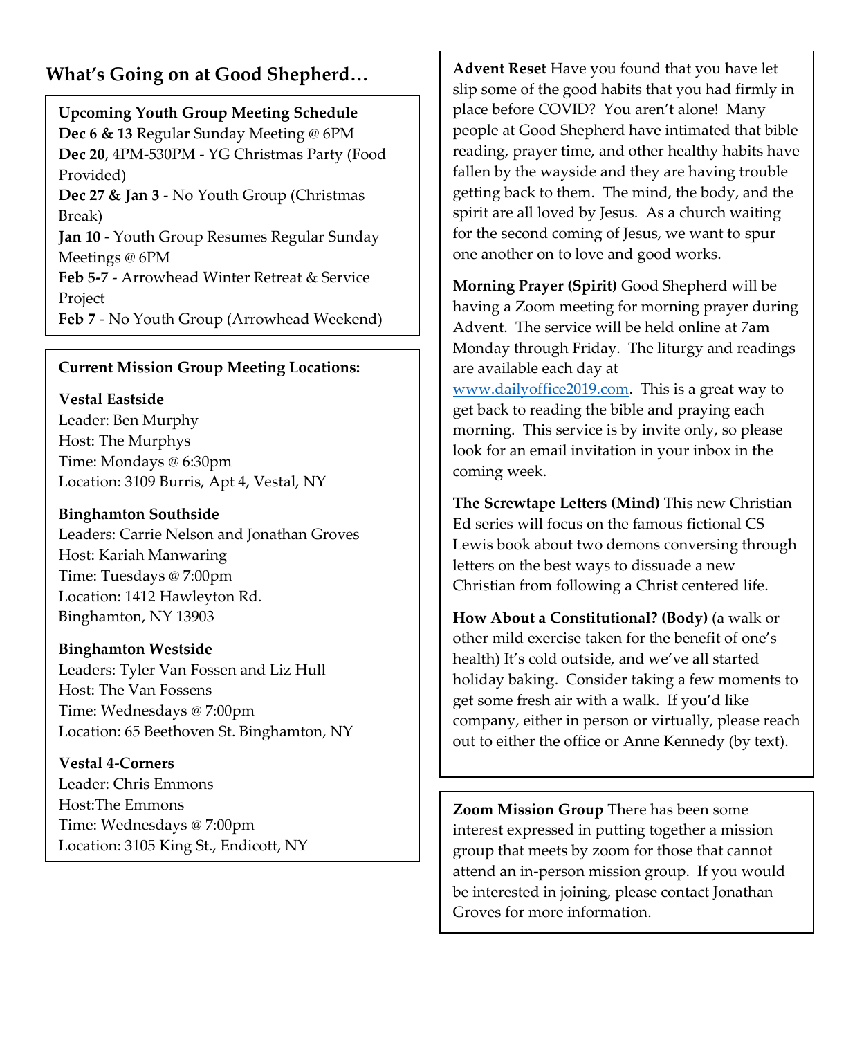## What's Going on at Good Shepherd…

**Upcoming Youth Group Meeting Schedule**

**Dec 6 & 13** Regular Sunday Meeting @ 6PM

**Dec 20**, 4PM-530PM - YG Christmas Party (Food Provided)

**Dec 27 & Jan 3** - No Youth Group (Christmas Break)

**Jan 10** - Youth Group Resumes Regular Sunday Meetings @ 6PM

**Feb 5-7** - Arrowhead Winter Retreat & Service Project

**Feb 7** - No Youth Group (Arrowhead Weekend)

**Current Mission Group Meeting Locations:**

**Vestal Eastside**
Leader: Ben Murphy
Host: The Murphys
Time: Mondays @ 6:30pm
Location: 3109 Burris, Apt 4, Vestal, NY

**Binghamton Southside**
Leaders: Carrie Nelson and Jonathan Groves
Host: Kariah Manwaring
Time: Tuesdays @ 7:00pm
Location: 1412 Hawleyton Rd.
Binghamton, NY 13903

**Binghamton Westside**
Leaders: Tyler Van Fossen and Liz Hull
Host: The Van Fossens
Time: Wednesdays @ 7:00pm
Location: 65 Beethoven St. Binghamton, NY

**Vestal 4-Corners**
Leader: Chris Emmons
Host:The Emmons
Time: Wednesdays @ 7:00pm
Location: 3105 King St., Endicott, NY

**Advent Reset** Have you found that you have let slip some of the good habits that you had firmly in place before COVID? You aren't alone! Many people at Good Shepherd have intimated that bible reading, prayer time, and other healthy habits have fallen by the wayside and they are having trouble getting back to them. The mind, the body, and the spirit are all loved by Jesus. As a church waiting for the second coming of Jesus, we want to spur one another on to love and good works.

**Morning Prayer (Spirit)** Good Shepherd will be having a Zoom meeting for morning prayer during Advent. The service will be held online at 7am Monday through Friday. The liturgy and readings are available each day at www.dailyoffice2019.com. This is a great way to get back to reading the bible and praying each morning. This service is by invite only, so please look for an email invitation in your inbox in the coming week.

**The Screwtape Letters (Mind)** This new Christian Ed series will focus on the famous fictional CS Lewis book about two demons conversing through letters on the best ways to dissuade a new Christian from following a Christ centered life.

**How About a Constitutional? (Body)** (a walk or other mild exercise taken for the benefit of one's health) It's cold outside, and we've all started holiday baking. Consider taking a few moments to get some fresh air with a walk. If you'd like company, either in person or virtually, please reach out to either the office or Anne Kennedy (by text).

**Zoom Mission Group** There has been some interest expressed in putting together a mission group that meets by zoom for those that cannot attend an in-person mission group. If you would be interested in joining, please contact Jonathan Groves for more information.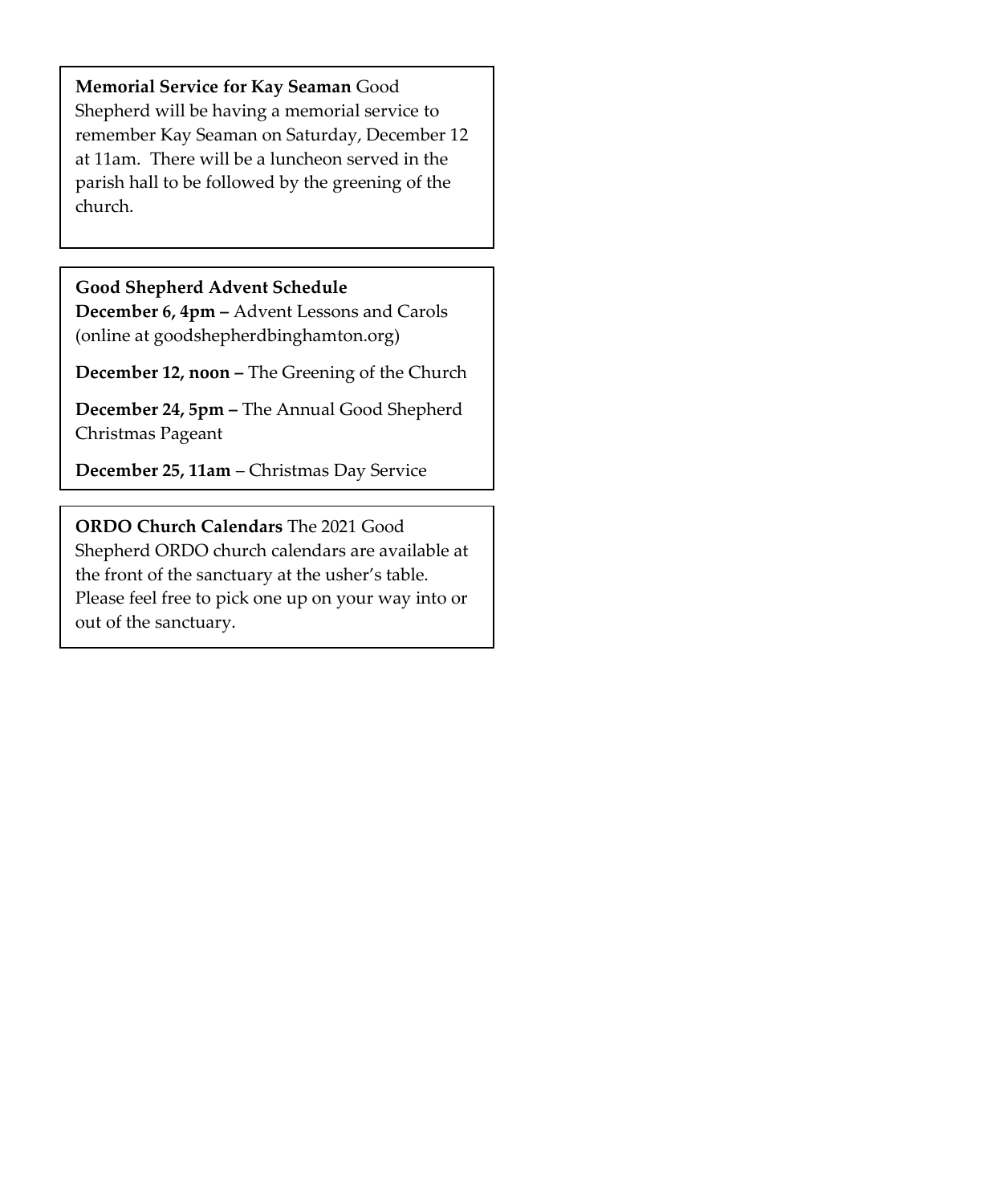**Memorial Service for Kay Seaman** Good Shepherd will be having a memorial service to remember Kay Seaman on Saturday, December 12 at 11am. There will be a luncheon served in the parish hall to be followed by the greening of the church.

**Good Shepherd Advent Schedule**

**December 6, 4pm –** Advent Lessons and Carols (online at goodshepherdbinghamton.org)

**December 12, noon –** The Greening of the Church

**December 24, 5pm –** The Annual Good Shepherd Christmas Pageant

**December 25, 11am** – Christmas Day Service

**ORDO Church Calendars** The 2021 Good Shepherd ORDO church calendars are available at the front of the sanctuary at the usher's table. Please feel free to pick one up on your way into or out of the sanctuary.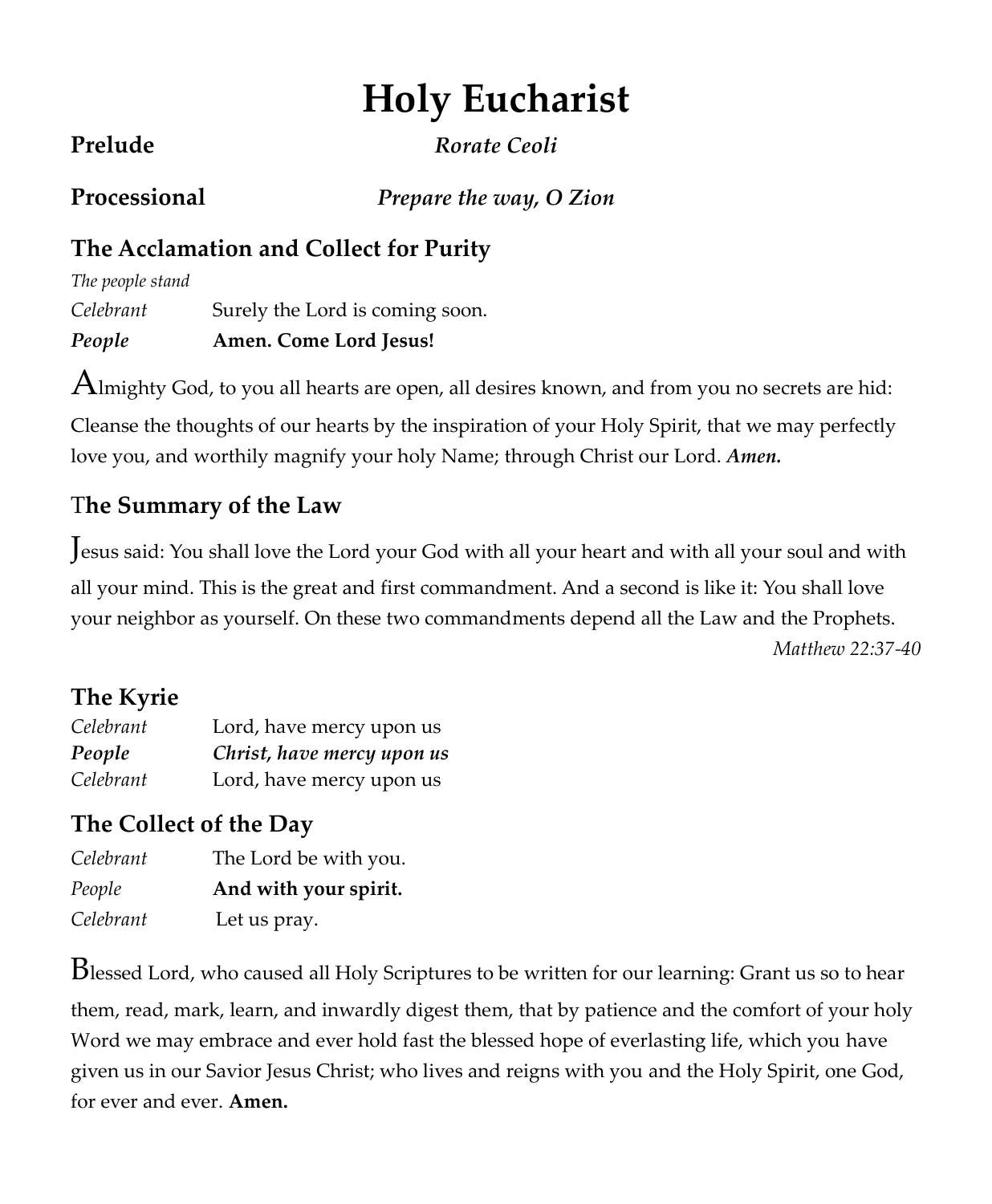# Holy Eucharist

**Prelude** *Rorate Ceoli*

**Processional** ***Prepare the way, O Zion***

## The Acclamation and Collect for Purity

*The people stand*

*Celebrant* Surely the Lord is coming soon.

***People*** **Amen. Come Lord Jesus!**

Almighty God, to you all hearts are open, all desires known, and from you no secrets are hid: Cleanse the thoughts of our hearts by the inspiration of your Holy Spirit, that we may perfectly love you, and worthily magnify your holy Name; through Christ our Lord. ***Amen.***

## The Summary of the Law

Jesus said: You shall love the Lord your God with all your heart and with all your soul and with all your mind. This is the great and first commandment. And a second is like it: You shall love your neighbor as yourself. On these two commandments depend all the Law and the Prophets.

*Matthew 22:37-40*

## The Kyrie

*Celebrant* Lord, have mercy upon us

***People*** ***Christ, have mercy upon us***

*Celebrant* Lord, have mercy upon us

## The Collect of the Day

*Celebrant* The Lord be with you.

*People* **And with your spirit.**

*Celebrant* Let us pray.

Blessed Lord, who caused all Holy Scriptures to be written for our learning: Grant us so to hear them, read, mark, learn, and inwardly digest them, that by patience and the comfort of your holy Word we may embrace and ever hold fast the blessed hope of everlasting life, which you have given us in our Savior Jesus Christ; who lives and reigns with you and the Holy Spirit, one God, for ever and ever. **Amen.**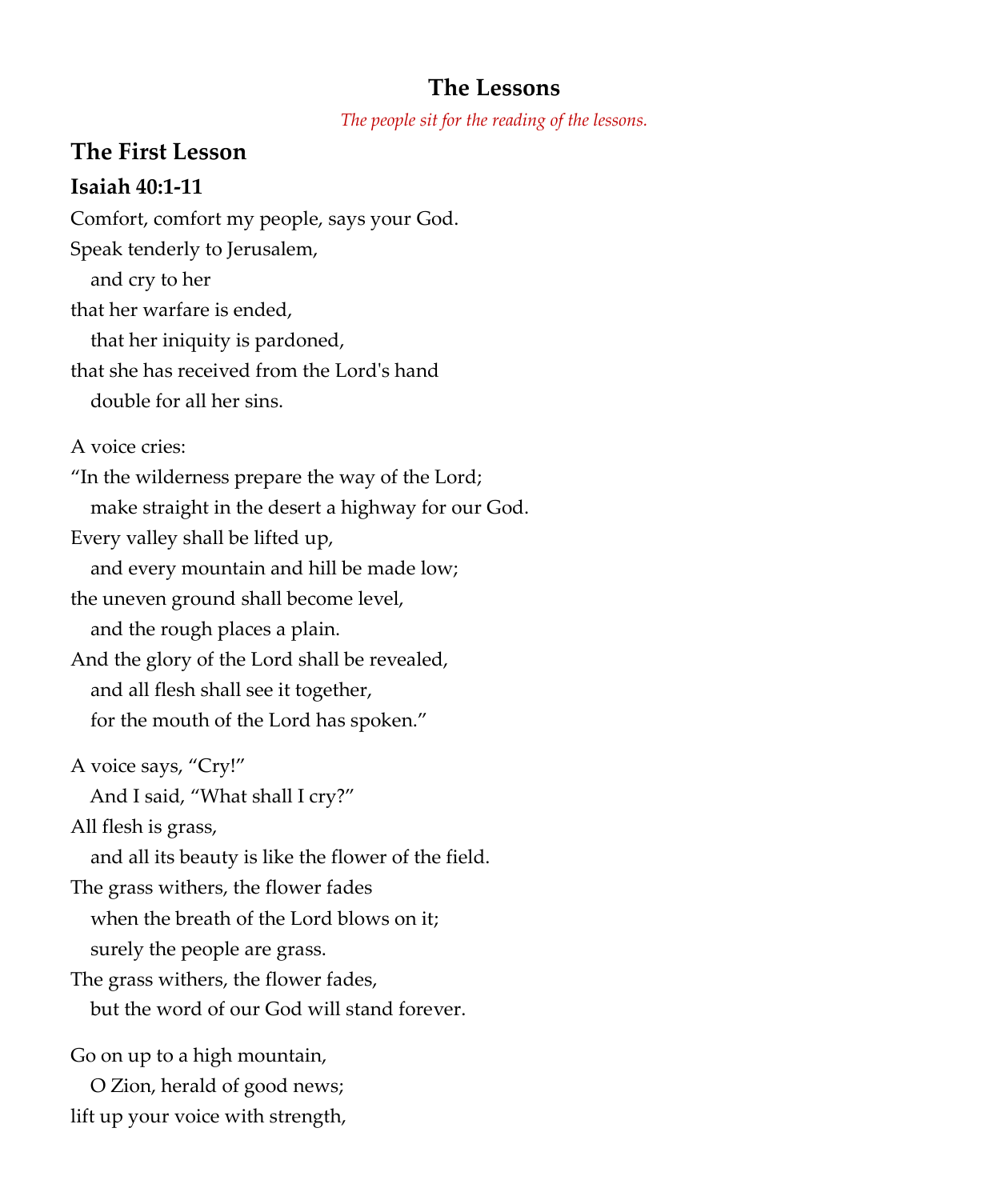## The Lessons

*The people sit for the reading of the lessons.*

### The First Lesson

#### Isaiah 40:1-11

Comfort, comfort my people, says your God.
Speak tenderly to Jerusalem,
  and cry to her
that her warfare is ended,
  that her iniquity is pardoned,
that she has received from the Lord's hand
  double for all her sins.

A voice cries:
"In the wilderness prepare the way of the Lord;
  make straight in the desert a highway for our God.
Every valley shall be lifted up,
  and every mountain and hill be made low;
the uneven ground shall become level,
  and the rough places a plain.
And the glory of the Lord shall be revealed,
  and all flesh shall see it together,
  for the mouth of the Lord has spoken."

A voice says, "Cry!"
  And I said, "What shall I cry?"
All flesh is grass,
  and all its beauty is like the flower of the field.
The grass withers, the flower fades
  when the breath of the Lord blows on it;
  surely the people are grass.
The grass withers, the flower fades,
  but the word of our God will stand forever.

Go on up to a high mountain,
  O Zion, herald of good news;
lift up your voice with strength,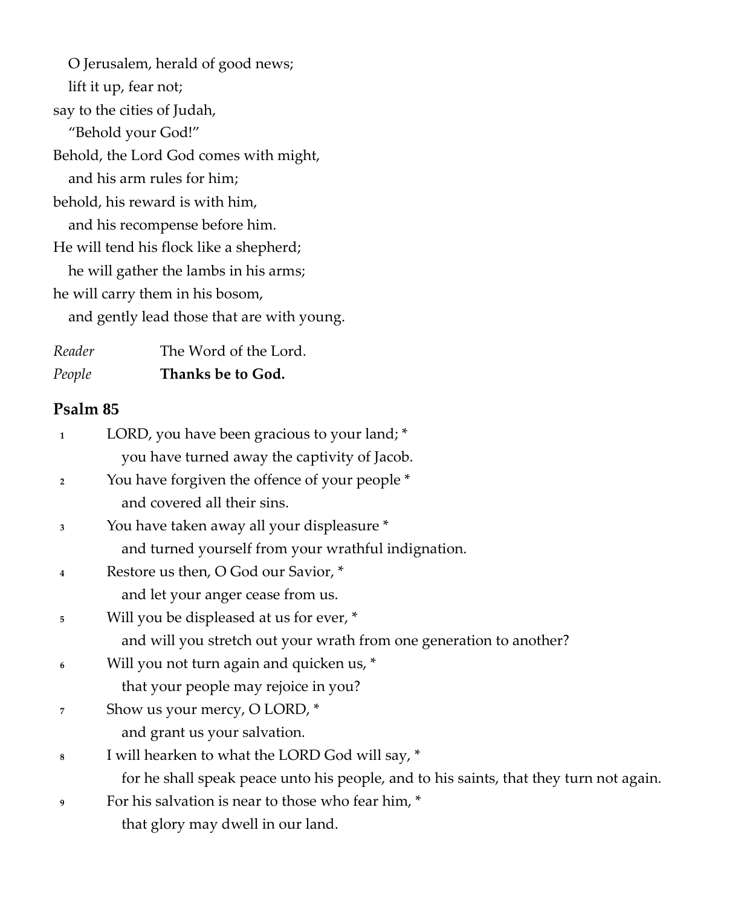O Jerusalem, herald of good news;
lift it up, fear not;
say to the cities of Judah,
"Behold your God!"
Behold, the Lord God comes with might,
and his arm rules for him;
behold, his reward is with him,
and his recompense before him.
He will tend his flock like a shepherd;
he will gather the lambs in his arms;
he will carry them in his bosom,
and gently lead those that are with young.

*Reader* The Word of the Lord.
*People* **Thanks be to God.**

## Psalm 85

1 LORD, you have been gracious to your land; *
you have turned away the captivity of Jacob.

2 You have forgiven the offence of your people *
and covered all their sins.

3 You have taken away all your displeasure *
and turned yourself from your wrathful indignation.

4 Restore us then, O God our Savior, *
and let your anger cease from us.

5 Will you be displeased at us for ever, *
and will you stretch out your wrath from one generation to another?

6 Will you not turn again and quicken us, *
that your people may rejoice in you?

7 Show us your mercy, O LORD, *
and grant us your salvation.

8 I will hearken to what the LORD God will say, *
for he shall speak peace unto his people, and to his saints, that they turn not again.

9 For his salvation is near to those who fear him, *
that glory may dwell in our land.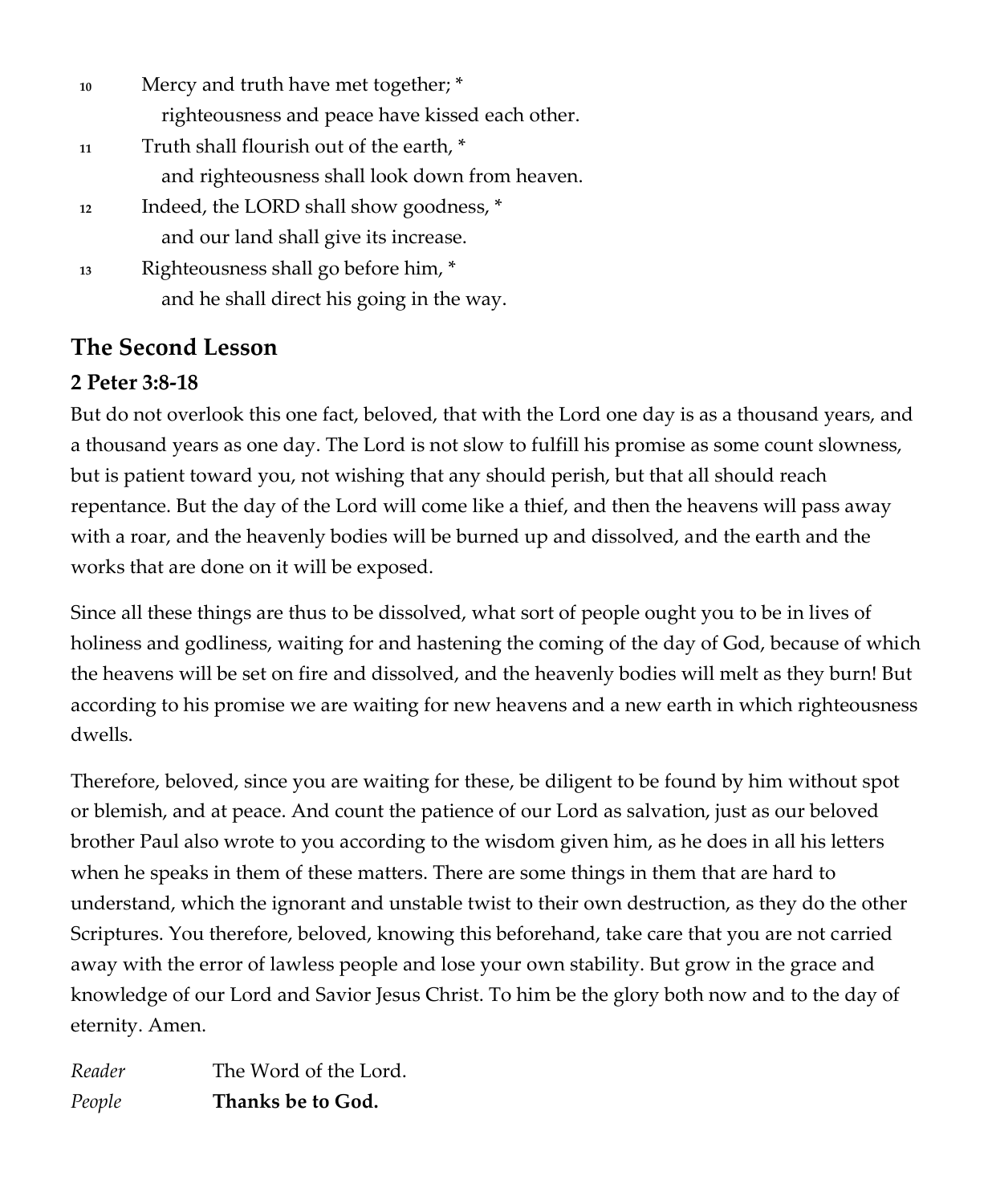10 Mercy and truth have met together; *  
  righteousness and peace have kissed each other.

11 Truth shall flourish out of the earth, *  
  and righteousness shall look down from heaven.

12 Indeed, the LORD shall show goodness, *  
  and our land shall give its increase.

13 Righteousness shall go before him, *  
  and he shall direct his going in the way.

## The Second Lesson

### 2 Peter 3:8-18

But do not overlook this one fact, beloved, that with the Lord one day is as a thousand years, and a thousand years as one day. The Lord is not slow to fulfill his promise as some count slowness, but is patient toward you, not wishing that any should perish, but that all should reach repentance. But the day of the Lord will come like a thief, and then the heavens will pass away with a roar, and the heavenly bodies will be burned up and dissolved, and the earth and the works that are done on it will be exposed.

Since all these things are thus to be dissolved, what sort of people ought you to be in lives of holiness and godliness, waiting for and hastening the coming of the day of God, because of which the heavens will be set on fire and dissolved, and the heavenly bodies will melt as they burn! But according to his promise we are waiting for new heavens and a new earth in which righteousness dwells.

Therefore, beloved, since you are waiting for these, be diligent to be found by him without spot or blemish, and at peace. And count the patience of our Lord as salvation, just as our beloved brother Paul also wrote to you according to the wisdom given him, as he does in all his letters when he speaks in them of these matters. There are some things in them that are hard to understand, which the ignorant and unstable twist to their own destruction, as they do the other Scriptures. You therefore, beloved, knowing this beforehand, take care that you are not carried away with the error of lawless people and lose your own stability. But grow in the grace and knowledge of our Lord and Savior Jesus Christ. To him be the glory both now and to the day of eternity. Amen.

*Reader* The Word of the Lord.  
*People* **Thanks be to God.**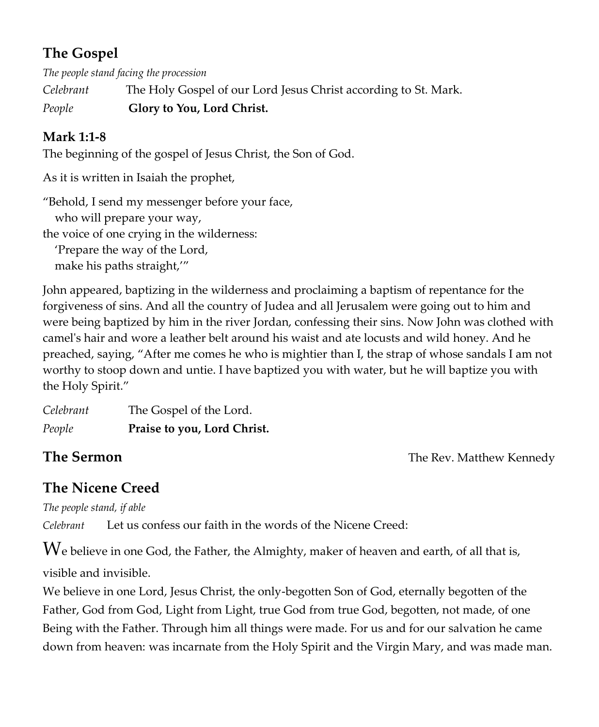## The Gospel

*The people stand facing the procession*

*Celebrant* The Holy Gospel of our Lord Jesus Christ according to St. Mark.

*People* **Glory to You, Lord Christ.**

### Mark 1:1-8

The beginning of the gospel of Jesus Christ, the Son of God.

As it is written in Isaiah the prophet,

"Behold, I send my messenger before your face,
who will prepare your way,
the voice of one crying in the wilderness:
'Prepare the way of the Lord,
make his paths straight,'"

John appeared, baptizing in the wilderness and proclaiming a baptism of repentance for the forgiveness of sins. And all the country of Judea and all Jerusalem were going out to him and were being baptized by him in the river Jordan, confessing their sins. Now John was clothed with camel's hair and wore a leather belt around his waist and ate locusts and wild honey. And he preached, saying, "After me comes he who is mightier than I, the strap of whose sandals I am not worthy to stoop down and untie. I have baptized you with water, but he will baptize you with the Holy Spirit."

*Celebrant* The Gospel of the Lord.

*People* **Praise to you, Lord Christ.**

## The Sermon

The Rev. Matthew Kennedy

## The Nicene Creed

*The people stand, if able*

*Celebrant* Let us confess our faith in the words of the Nicene Creed:

We believe in one God, the Father, the Almighty, maker of heaven and earth, of all that is, visible and invisible.

We believe in one Lord, Jesus Christ, the only-begotten Son of God, eternally begotten of the Father, God from God, Light from Light, true God from true God, begotten, not made, of one Being with the Father. Through him all things were made. For us and for our salvation he came down from heaven: was incarnate from the Holy Spirit and the Virgin Mary, and was made man.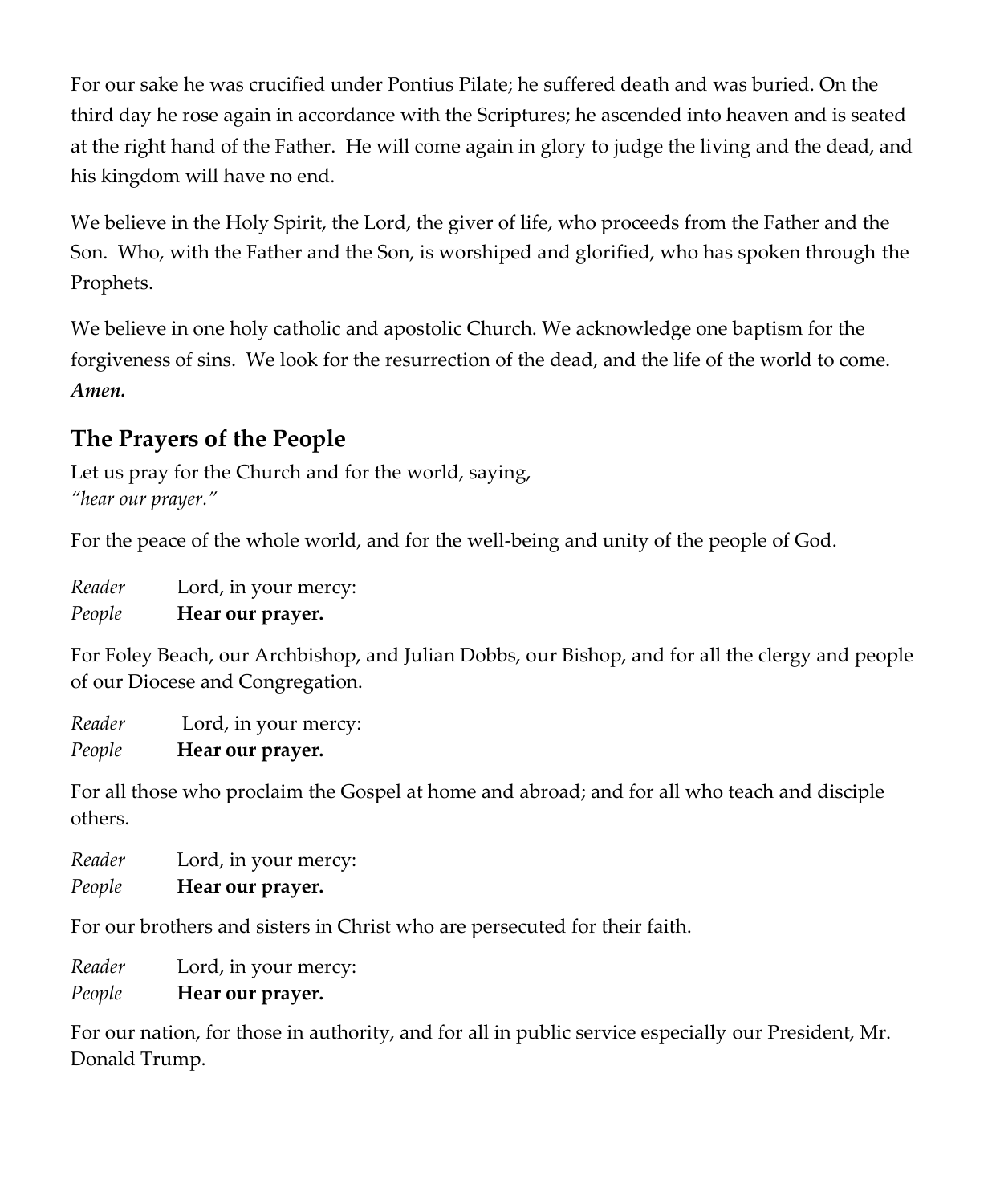For our sake he was crucified under Pontius Pilate; he suffered death and was buried. On the third day he rose again in accordance with the Scriptures; he ascended into heaven and is seated at the right hand of the Father. He will come again in glory to judge the living and the dead, and his kingdom will have no end.

We believe in the Holy Spirit, the Lord, the giver of life, who proceeds from the Father and the Son. Who, with the Father and the Son, is worshiped and glorified, who has spoken through the Prophets.

We believe in one holy catholic and apostolic Church. We acknowledge one baptism for the forgiveness of sins. We look for the resurrection of the dead, and the life of the world to come. ***Amen.***

## The Prayers of the People

Let us pray for the Church and for the world, saying,
*"hear our prayer."*

For the peace of the whole world, and for the well-being and unity of the people of God.

*Reader* Lord, in your mercy:
*People* **Hear our prayer.**

For Foley Beach, our Archbishop, and Julian Dobbs, our Bishop, and for all the clergy and people of our Diocese and Congregation.

*Reader* Lord, in your mercy:
*People* **Hear our prayer.**

For all those who proclaim the Gospel at home and abroad; and for all who teach and disciple others.

*Reader* Lord, in your mercy:
*People* **Hear our prayer.**

For our brothers and sisters in Christ who are persecuted for their faith.

*Reader* Lord, in your mercy:
*People* **Hear our prayer.**

For our nation, for those in authority, and for all in public service especially our President, Mr. Donald Trump.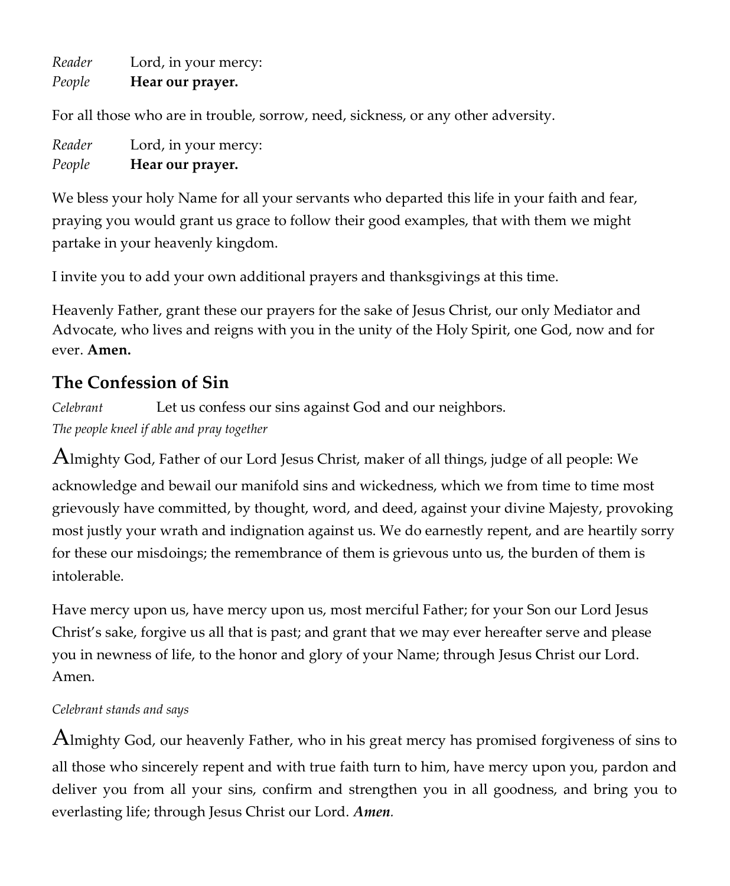*Reader* Lord, in your mercy:
*People* **Hear our prayer.**

For all those who are in trouble, sorrow, need, sickness, or any other adversity.

*Reader* Lord, in your mercy:
*People* **Hear our prayer.**

We bless your holy Name for all your servants who departed this life in your faith and fear, praying you would grant us grace to follow their good examples, that with them we might partake in your heavenly kingdom.

I invite you to add your own additional prayers and thanksgivings at this time.

Heavenly Father, grant these our prayers for the sake of Jesus Christ, our only Mediator and Advocate, who lives and reigns with you in the unity of the Holy Spirit, one God, now and for ever. **Amen.**

## The Confession of Sin

*Celebrant* Let us confess our sins against God and our neighbors.
*The people kneel if able and pray together*

Almighty God, Father of our Lord Jesus Christ, maker of all things, judge of all people: We acknowledge and bewail our manifold sins and wickedness, which we from time to time most grievously have committed, by thought, word, and deed, against your divine Majesty, provoking most justly your wrath and indignation against us. We do earnestly repent, and are heartily sorry for these our misdoings; the remembrance of them is grievous unto us, the burden of them is intolerable.

Have mercy upon us, have mercy upon us, most merciful Father; for your Son our Lord Jesus Christ's sake, forgive us all that is past; and grant that we may ever hereafter serve and please you in newness of life, to the honor and glory of your Name; through Jesus Christ our Lord. Amen.

*Celebrant stands and says*

Almighty God, our heavenly Father, who in his great mercy has promised forgiveness of sins to all those who sincerely repent and with true faith turn to him, have mercy upon you, pardon and deliver you from all your sins, confirm and strengthen you in all goodness, and bring you to everlasting life; through Jesus Christ our Lord. ***Amen.***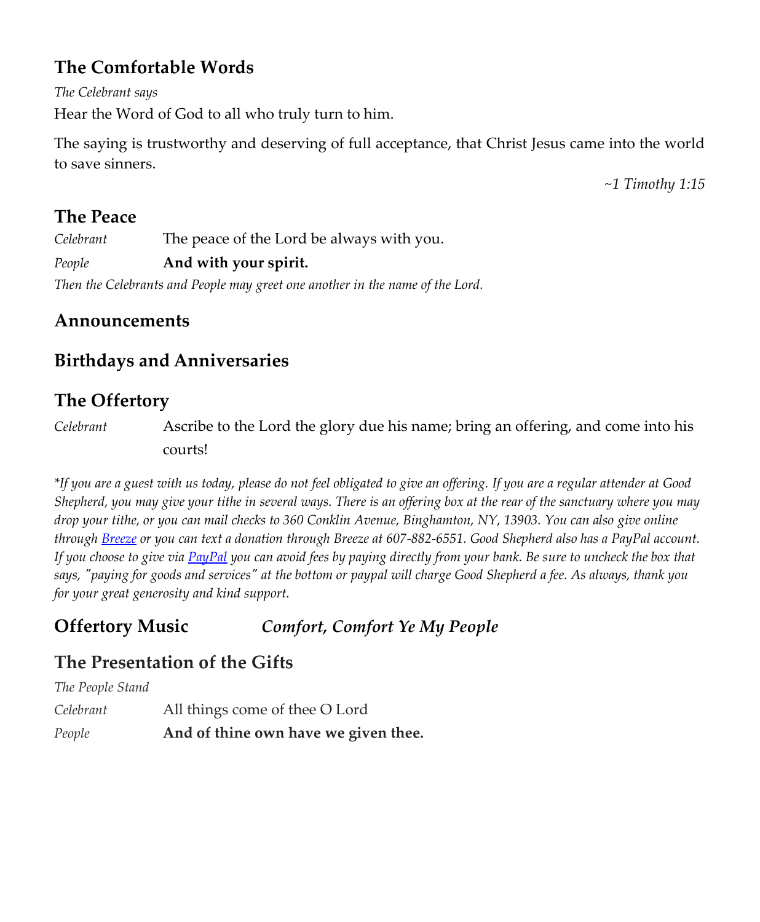## The Comfortable Words

*The Celebrant says*

Hear the Word of God to all who truly turn to him.

The saying is trustworthy and deserving of full acceptance, that Christ Jesus came into the world to save sinners.

*~1 Timothy 1:15*

## The Peace

*Celebrant* The peace of the Lord be always with you.

*People* **And with your spirit.**

*Then the Celebrants and People may greet one another in the name of the Lord.*

## Announcements

## Birthdays and Anniversaries

## The Offertory

*Celebrant* Ascribe to the Lord the glory due his name; bring an offering, and come into his courts!

**If you are a guest with us today, please do not feel obligated to give an offering. If you are a regular attender at Good Shepherd, you may give your tithe in several ways. There is an offering box at the rear of the sanctuary where you may drop your tithe, or you can mail checks to 360 Conklin Avenue, Binghamton, NY, 13903. You can also give online through Breeze or you can text a donation through Breeze at 607-882-6551. Good Shepherd also has a PayPal account. If you choose to give via PayPal you can avoid fees by paying directly from your bank. Be sure to uncheck the box that says, "paying for goods and services" at the bottom or paypal will charge Good Shepherd a fee. As always, thank you for your great generosity and kind support.*

## Offertory Music *Comfort, Comfort Ye My People*

## The Presentation of the Gifts

*The People Stand*

*Celebrant* All things come of thee O Lord

*People* **And of thine own have we given thee.**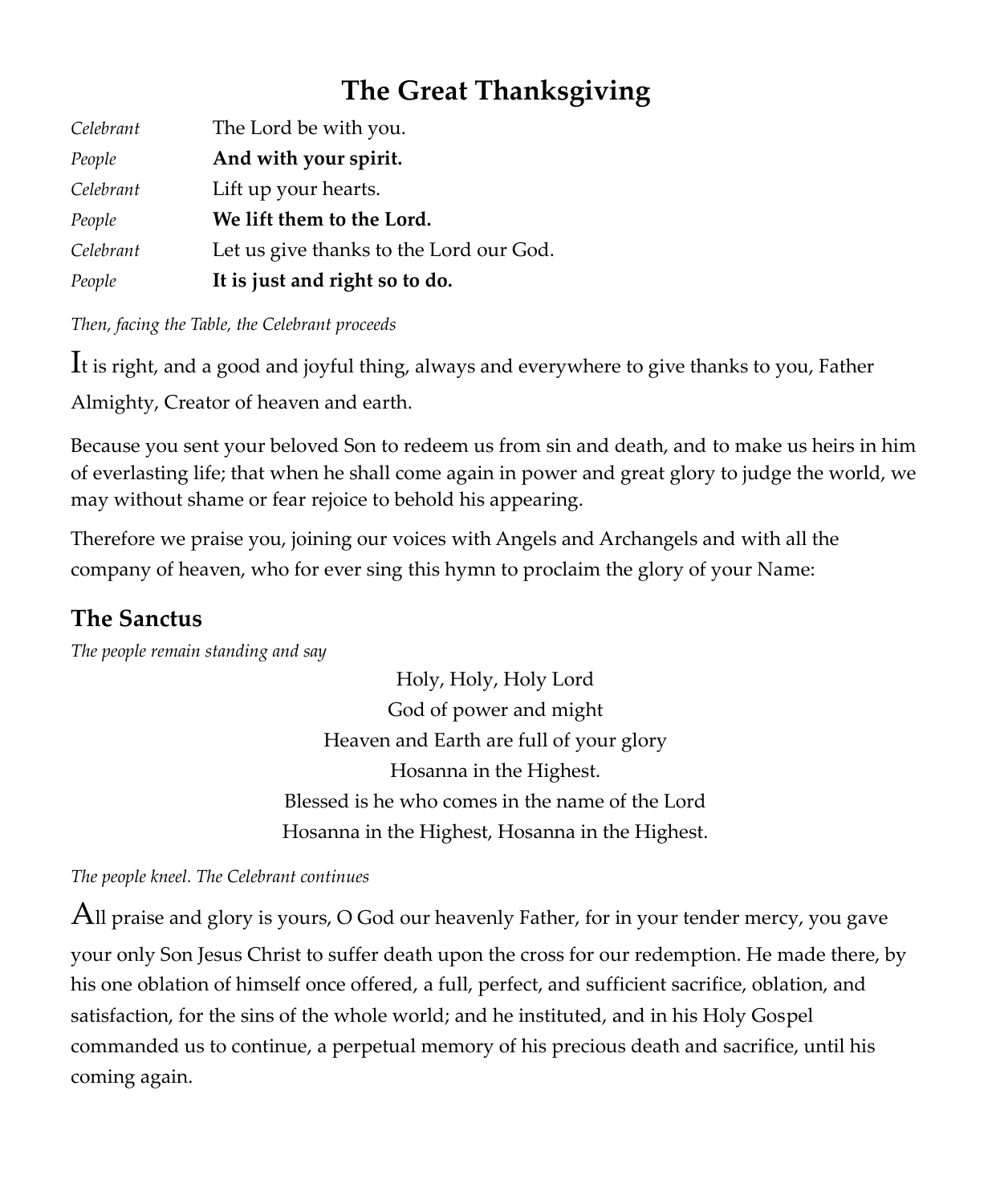# The Great Thanksgiving

| | |
|---|---|
| *Celebrant* | The Lord be with you. |
| *People* | **And with your spirit.** |
| *Celebrant* | Lift up your hearts. |
| *People* | **We lift them to the Lord.** |
| *Celebrant* | Let us give thanks to the Lord our God. |
| *People* | **It is just and right so to do.** |

*Then, facing the Table, the Celebrant proceeds*

It is right, and a good and joyful thing, always and everywhere to give thanks to you, Father Almighty, Creator of heaven and earth.

Because you sent your beloved Son to redeem us from sin and death, and to make us heirs in him of everlasting life; that when he shall come again in power and great glory to judge the world, we may without shame or fear rejoice to behold his appearing.

Therefore we praise you, joining our voices with Angels and Archangels and with all the company of heaven, who for ever sing this hymn to proclaim the glory of your Name:

## The Sanctus

*The people remain standing and say*

Holy, Holy, Holy Lord
God of power and might
Heaven and Earth are full of your glory
Hosanna in the Highest.
Blessed is he who comes in the name of the Lord
Hosanna in the Highest, Hosanna in the Highest.

*The people kneel. The Celebrant continues*

All praise and glory is yours, O God our heavenly Father, for in your tender mercy, you gave your only Son Jesus Christ to suffer death upon the cross for our redemption. He made there, by his one oblation of himself once offered, a full, perfect, and sufficient sacrifice, oblation, and satisfaction, for the sins of the whole world; and he instituted, and in his Holy Gospel commanded us to continue, a perpetual memory of his precious death and sacrifice, until his coming again.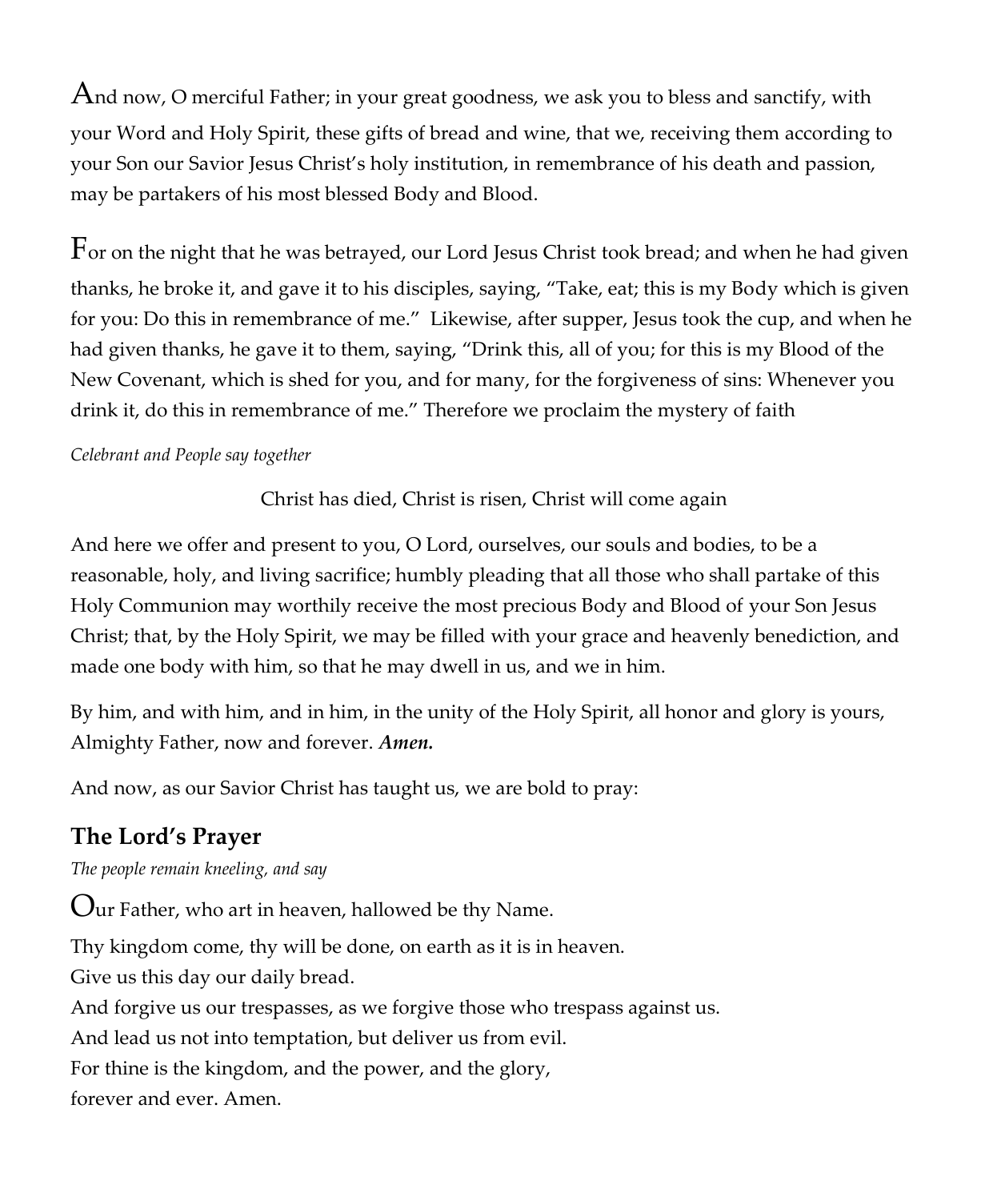And now, O merciful Father; in your great goodness, we ask you to bless and sanctify, with your Word and Holy Spirit, these gifts of bread and wine, that we, receiving them according to your Son our Savior Jesus Christ's holy institution, in remembrance of his death and passion, may be partakers of his most blessed Body and Blood.

For on the night that he was betrayed, our Lord Jesus Christ took bread; and when he had given thanks, he broke it, and gave it to his disciples, saying, "Take, eat; this is my Body which is given for you: Do this in remembrance of me." Likewise, after supper, Jesus took the cup, and when he had given thanks, he gave it to them, saying, "Drink this, all of you; for this is my Blood of the New Covenant, which is shed for you, and for many, for the forgiveness of sins: Whenever you drink it, do this in remembrance of me." Therefore we proclaim the mystery of faith

*Celebrant and People say together*

Christ has died, Christ is risen, Christ will come again

And here we offer and present to you, O Lord, ourselves, our souls and bodies, to be a reasonable, holy, and living sacrifice; humbly pleading that all those who shall partake of this Holy Communion may worthily receive the most precious Body and Blood of your Son Jesus Christ; that, by the Holy Spirit, we may be filled with your grace and heavenly benediction, and made one body with him, so that he may dwell in us, and we in him.

By him, and with him, and in him, in the unity of the Holy Spirit, all honor and glory is yours, Almighty Father, now and forever. ***Amen.***

And now, as our Savior Christ has taught us, we are bold to pray:

## The Lord's Prayer

*The people remain kneeling, and say*

Our Father, who art in heaven, hallowed be thy Name.
Thy kingdom come, thy will be done, on earth as it is in heaven.
Give us this day our daily bread.
And forgive us our trespasses, as we forgive those who trespass against us.
And lead us not into temptation, but deliver us from evil.
For thine is the kingdom, and the power, and the glory,
forever and ever. Amen.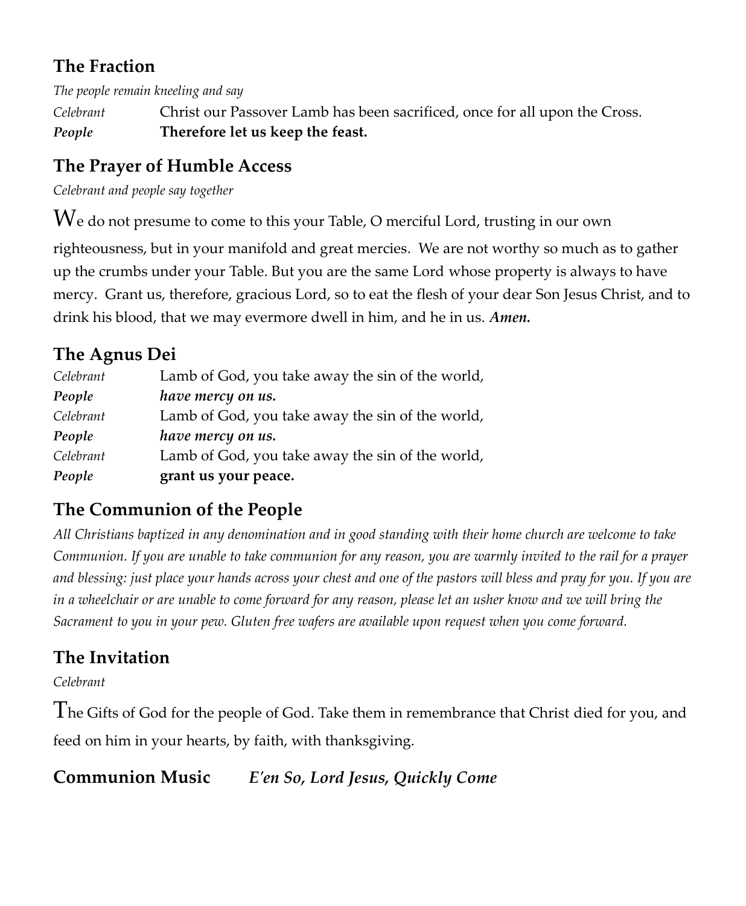## The Fraction

*The people remain kneeling and say*

*Celebrant* Christ our Passover Lamb has been sacrificed, once for all upon the Cross.

***People*** **Therefore let us keep the feast.**

## The Prayer of Humble Access

*Celebrant and people say together*

We do not presume to come to this your Table, O merciful Lord, trusting in our own righteousness, but in your manifold and great mercies. We are not worthy so much as to gather up the crumbs under your Table. But you are the same Lord whose property is always to have mercy. Grant us, therefore, gracious Lord, so to eat the flesh of your dear Son Jesus Christ, and to drink his blood, that we may evermore dwell in him, and he in us. ***Amen.***

## The Agnus Dei

*Celebrant* Lamb of God, you take away the sin of the world,

***People*** ***have mercy on us.***

*Celebrant* Lamb of God, you take away the sin of the world,

***People*** ***have mercy on us.***

*Celebrant* Lamb of God, you take away the sin of the world,

***People*** **grant us your peace.**

## The Communion of the People

*All Christians baptized in any denomination and in good standing with their home church are welcome to take Communion. If you are unable to take communion for any reason, you are warmly invited to the rail for a prayer and blessing: just place your hands across your chest and one of the pastors will bless and pray for you. If you are in a wheelchair or are unable to come forward for any reason, please let an usher know and we will bring the Sacrament to you in your pew. Gluten free wafers are available upon request when you come forward.*

## The Invitation

*Celebrant*

The Gifts of God for the people of God. Take them in remembrance that Christ died for you, and feed on him in your hearts, by faith, with thanksgiving.

## Communion Music *E'en So, Lord Jesus, Quickly Come*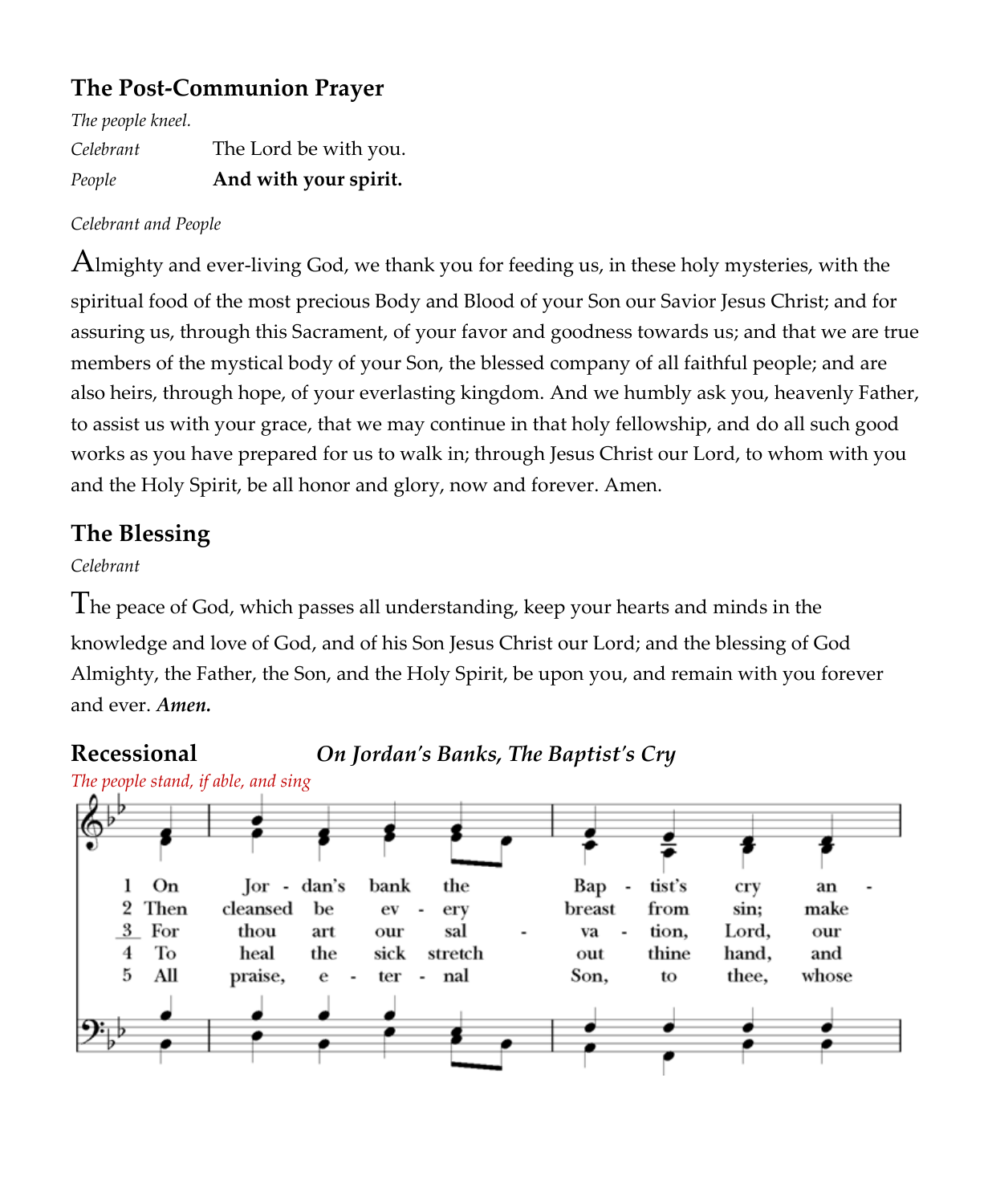## The Post-Communion Prayer

*The people kneel.*

*Celebrant* The Lord be with you.

*People* **And with your spirit.**

*Celebrant and People*

Almighty and ever-living God, we thank you for feeding us, in these holy mysteries, with the spiritual food of the most precious Body and Blood of your Son our Savior Jesus Christ; and for assuring us, through this Sacrament, of your favor and goodness towards us; and that we are true members of the mystical body of your Son, the blessed company of all faithful people; and are also heirs, through hope, of your everlasting kingdom. And we humbly ask you, heavenly Father, to assist us with your grace, that we may continue in that holy fellowship, and do all such good works as you have prepared for us to walk in; through Jesus Christ our Lord, to whom with you and the Holy Spirit, be all honor and glory, now and forever. Amen.

## The Blessing

*Celebrant*

The peace of God, which passes all understanding, keep your hearts and minds in the knowledge and love of God, and of his Son Jesus Christ our Lord; and the blessing of God Almighty, the Father, the Son, and the Holy Spirit, be upon you, and remain with you forever and ever. ***Amen.***

## Recessional *On Jordan's Banks, The Baptist's Cry*

*The people stand, if able, and sing*

1 On Jor - dan's bank the Bap - tist's cry an -
2 Then cleansed be ev - ery breast from sin; make
3 For thou art our sal - va - tion, Lord, our
4 To heal the sick stretch out thine hand, and
5 All praise, e - ter - nal Son, to thee, whose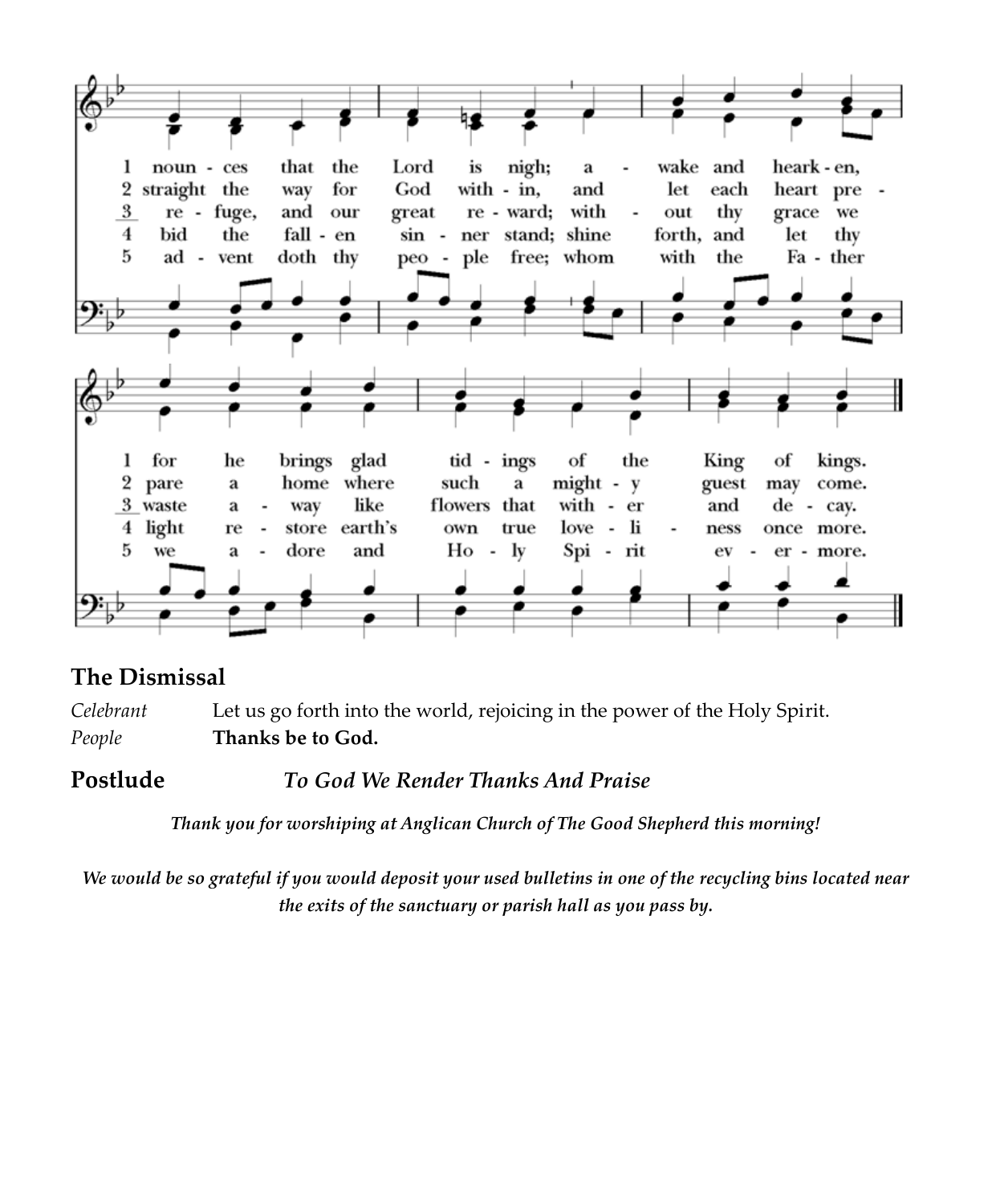1 nounces that the Lord is nigh; a - wake and heark - en,
2 straight the way for God with - in, and let each heart pre -
3 re - fuge, and our great re - ward; with - out thy grace we
4 bid the fall - en sin - ner stand; shine forth, and let thy
5 ad - vent doth thy peo - ple free; whom with the Fa - ther

1 for he brings glad tid - ings of the King of kings.
2 pare a home where such a might - y guest may come.
3 waste a - way like flowers that with - er and de - cay.
4 light re - store earth's own true love - li - ness once more.
5 we a - dore and Ho - ly Spi - rit ev - er - more.

## The Dismissal

*Celebrant* Let us go forth into the world, rejoicing in the power of the Holy Spirit.
*People* **Thanks be to God.**

## Postlude *To God We Render Thanks And Praise*

***Thank you for worshiping at Anglican Church of The Good Shepherd this morning!***

***We would be so grateful if you would deposit your used bulletins in one of the recycling bins located near the exits of the sanctuary or parish hall as you pass by.***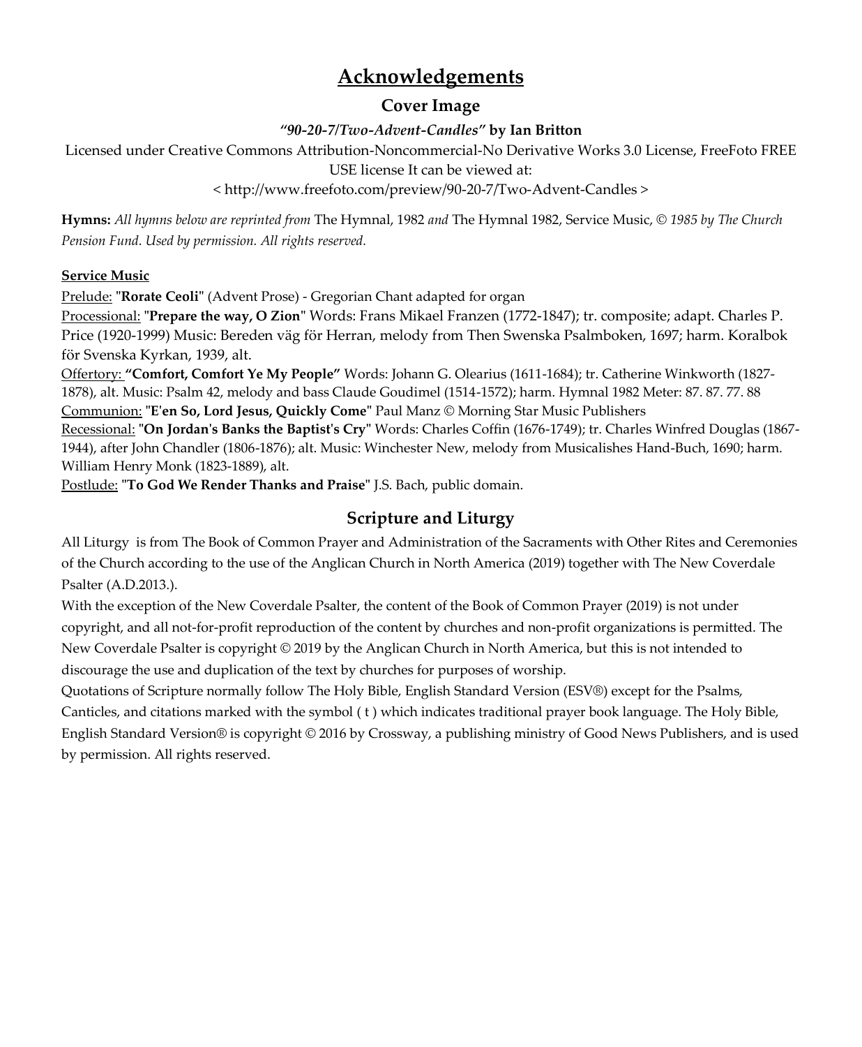# Acknowledgements

## Cover Image

***"90-20-7/Two-Advent-Candles"* by Ian Britton**

Licensed under Creative Commons Attribution-Noncommercial-No Derivative Works 3.0 License, FreeFoto FREE USE license It can be viewed at:

< http://www.freefoto.com/preview/90-20-7/Two-Advent-Candles >

**Hymns:** *All hymns below are reprinted from* The Hymnal, 1982 *and* The Hymnal 1982, Service Music, *© 1985 by The Church Pension Fund. Used by permission. All rights reserved.*

**Service Music**

Prelude: "**Rorate Ceoli**" (Advent Prose) - Gregorian Chant adapted for organ

Processional: "**Prepare the way, O Zion**" Words: Frans Mikael Franzen (1772-1847); tr. composite; adapt. Charles P. Price (1920-1999) Music: Bereden väg för Herran, melody from Then Swenska Psalmboken, 1697; harm. Koralbok för Svenska Kyrkan, 1939, alt.

Offertory: **"Comfort, Comfort Ye My People"** Words: Johann G. Olearius (1611-1684); tr. Catherine Winkworth (1827-1878), alt. Music: Psalm 42, melody and bass Claude Goudimel (1514-1572); harm. Hymnal 1982 Meter: 87. 87. 77. 88

Communion: "**E'en So, Lord Jesus, Quickly Come**" Paul Manz © Morning Star Music Publishers

Recessional: "**On Jordan's Banks the Baptist's Cry**" Words: Charles Coffin (1676-1749); tr. Charles Winfred Douglas (1867-1944), after John Chandler (1806-1876); alt. Music: Winchester New, melody from Musicalishes Hand-Buch, 1690; harm. William Henry Monk (1823-1889), alt.

Postlude: "**To God We Render Thanks and Praise**" J.S. Bach, public domain.

## Scripture and Liturgy

All Liturgy is from The Book of Common Prayer and Administration of the Sacraments with Other Rites and Ceremonies of the Church according to the use of the Anglican Church in North America (2019) together with The New Coverdale Psalter (A.D.2013.).

With the exception of the New Coverdale Psalter, the content of the Book of Common Prayer (2019) is not under copyright, and all not-for-profit reproduction of the content by churches and non-profit organizations is permitted. The New Coverdale Psalter is copyright © 2019 by the Anglican Church in North America, but this is not intended to discourage the use and duplication of the text by churches for purposes of worship.

Quotations of Scripture normally follow The Holy Bible, English Standard Version (ESV®) except for the Psalms, Canticles, and citations marked with the symbol ( t ) which indicates traditional prayer book language. The Holy Bible, English Standard Version® is copyright © 2016 by Crossway, a publishing ministry of Good News Publishers, and is used by permission. All rights reserved.